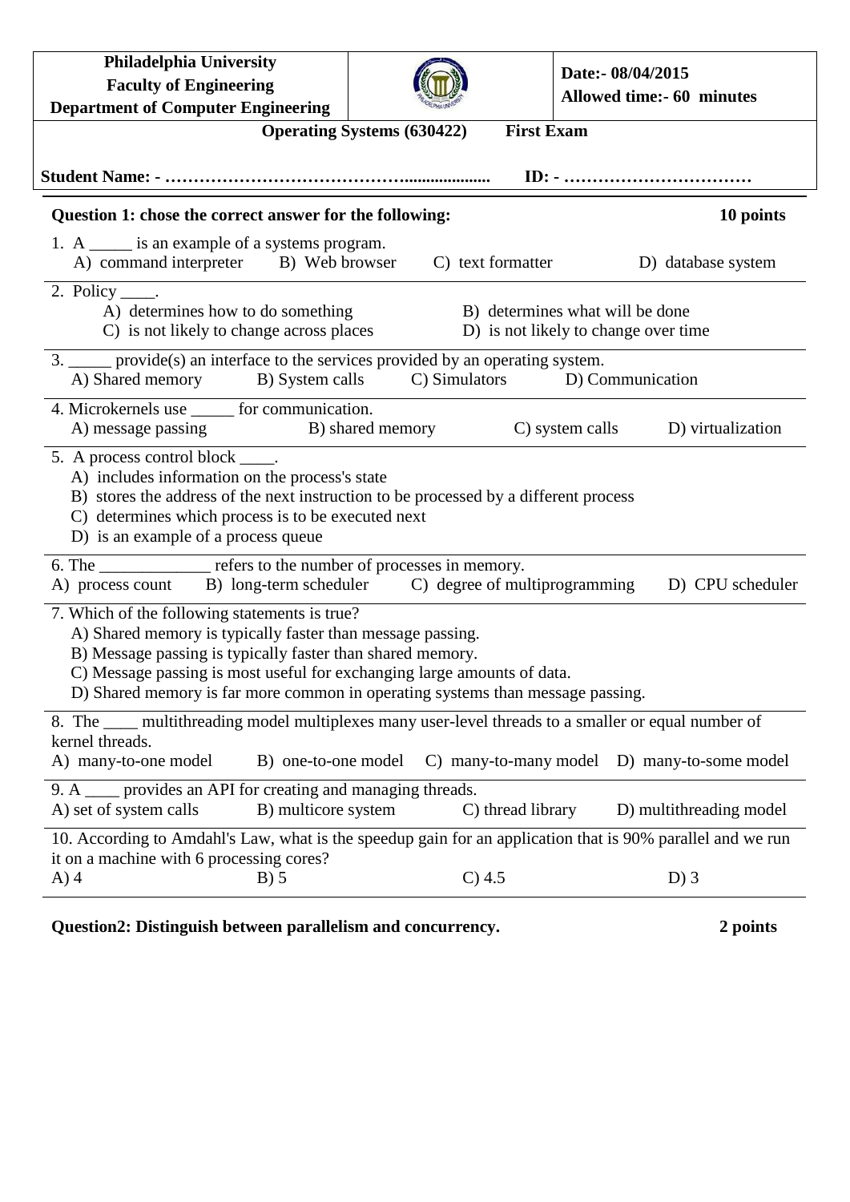| Philadelphia University<br>Faculty of Engineering<br>Department of Computer Engineering | | Date:- 08/04/2015<br>Allowed time:- 60 minutes |
|---|---|---|

**Operating Systems (630422) First Exam**

**Student Name: - …………………………………….................... ID: - ……………………………**

**Question 1: chose the correct answer for the following: 10 points**

1. A _____ is an example of a systems program.
   A) command interpreter B) Web browser C) text formatter D) database system

2. Policy ____.
   A) determines how to do something
   B) determines what will be done
   C) is not likely to change across places
   D) is not likely to change over time

3. _____ provide(s) an interface to the services provided by an operating system.
   A) Shared memory B) System calls C) Simulators D) Communication

4. Microkernels use _____ for communication.
   A) message passing B) shared memory C) system calls D) virtualization

5. A process control block ____.
   A) includes information on the process's state
   B) stores the address of the next instruction to be processed by a different process
   C) determines which process is to be executed next
   D) is an example of a process queue

6. The _____________ refers to the number of processes in memory.
   A) process count B) long-term scheduler C) degree of multiprogramming D) CPU scheduler

7. Which of the following statements is true?
   A) Shared memory is typically faster than message passing.
   B) Message passing is typically faster than shared memory.
   C) Message passing is most useful for exchanging large amounts of data.
   D) Shared memory is far more common in operating systems than message passing.

8. The ____ multithreading model multiplexes many user-level threads to a smaller or equal number of kernel threads.
   A) many-to-one model B) one-to-one model C) many-to-many model D) many-to-some model

9. A ____ provides an API for creating and managing threads.
   A) set of system calls B) multicore system C) thread library D) multithreading model

10. According to Amdahl's Law, what is the speedup gain for an application that is 90% parallel and we run it on a machine with 6 processing cores?
    A) 4 B) 5 C) 4.5 D) 3

**Question2: Distinguish between parallelism and concurrency. 2 points**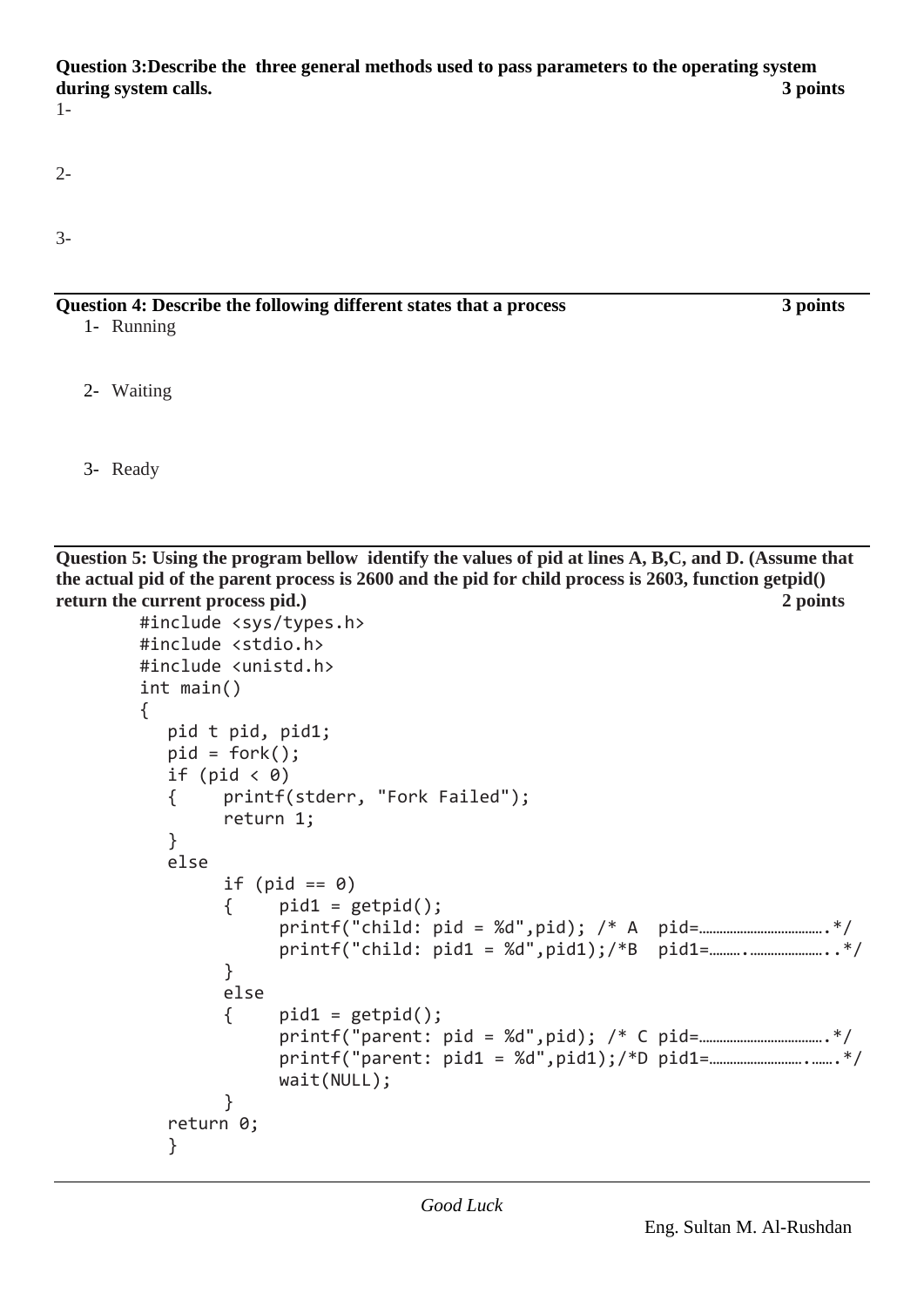**Question 3:Describe the three general methods used to pass parameters to the operating system during system calls. 3 points**

1-

2-

3-

---

**Question 4: Describe the following different states that a process 3 points**

1- Running

2- Waiting

3- Ready

---

**Question 5: Using the program bellow identify the values of pid at lines A, B,C, and D. (Assume that the actual pid of the parent process is 2600 and the pid for child process is 2603, function getpid() return the current process pid.) 2 points**

```
#include <sys/types.h>
#include <stdio.h>
#include <unistd.h>
int main()
{
   pid t pid, pid1;
   pid = fork();
   if (pid < 0)
   {     printf(stderr, "Fork Failed");
         return 1;
   }
   else
         if (pid == 0)
         {     pid1 = getpid();
               printf("child: pid = %d",pid); /* A  pid=…………………………….*/
               printf("child: pid1 = %d",pid1);/*B  pid1=……….…………………..*/
         }
         else
         {     pid1 = getpid();
               printf("parent: pid = %d",pid); /* C pid=…………………………….*/
               printf("parent: pid1 = %d",pid1);/*D pid1=……………………….…….*/
               wait(NULL);
         }
   return 0;
   }
```

---

*Good Luck*

Eng. Sultan M. Al-Rushdan